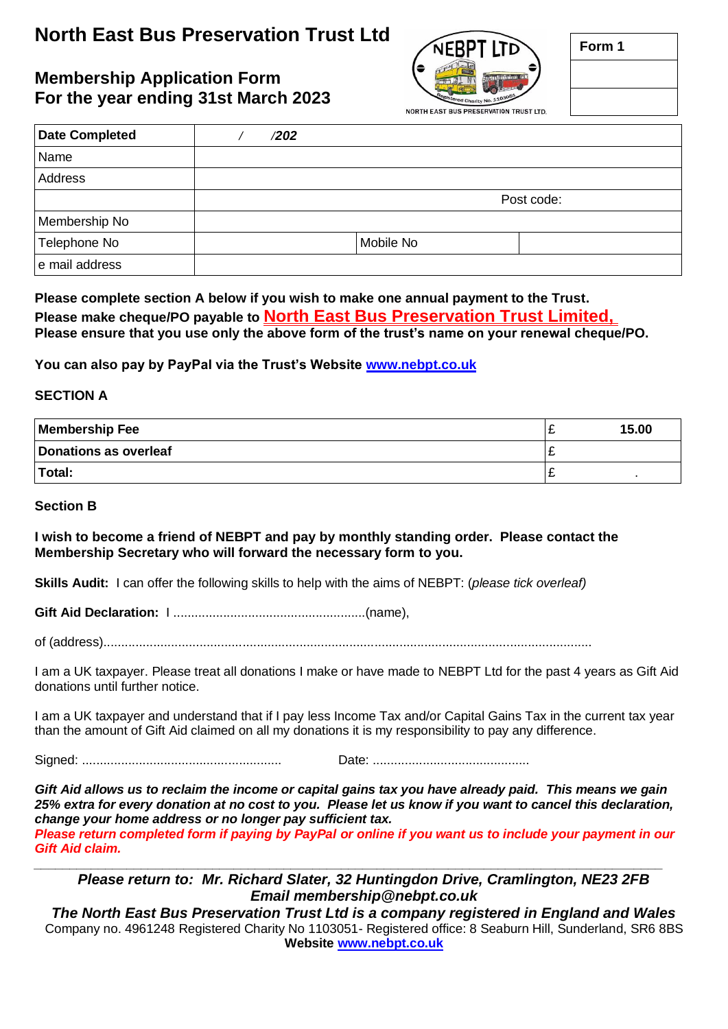# North East Bus Preservation Trust Ltd

## Membership Application Form
## For the year ending 31st March 2023

| Form 1 |
|---|
| |
| |

| Date Completed | / /202 | | |
|---|---|---|---|
| Name | | | |
| Address | | | |
| | Post code: | | |
| Membership No | | | |
| Telephone No | | Mobile No | |
| e mail address | | | |

**Please complete section A below if you wish to make one annual payment to the Trust.**
**Please make cheque/PO payable to North East Bus Preservation Trust Limited,**
**Please ensure that you use only the above form of the trust's name on your renewal cheque/PO.**

**You can also pay by PayPal via the Trust's Website www.nebpt.co.uk**

**SECTION A**

| **Membership Fee** | £ **15.00** |
|---|---|
| **Donations as overleaf** | £ |
| **Total:** | £ . |

**Section B**

**I wish to become a friend of NEBPT and pay by monthly standing order. Please contact the Membership Secretary who will forward the necessary form to you.**

**Skills Audit:** I can offer the following skills to help with the aims of NEBPT: (*please tick overleaf)*

**Gift Aid Declaration:** I .....................................................(name),

of (address).......................................................................................................................................

I am a UK taxpayer. Please treat all donations I make or have made to NEBPT Ltd for the past 4 years as Gift Aid donations until further notice.

I am a UK taxpayer and understand that if I pay less Income Tax and/or Capital Gains Tax in the current tax year than the amount of Gift Aid claimed on all my donations it is my responsibility to pay any difference.

Signed: ........................................................ Date: ............................................

***Gift Aid allows us to reclaim the income or capital gains tax you have already paid. This means we gain 25% extra for every donation at no cost to you. Please let us know if you want to cancel this declaration, change your home address or no longer pay sufficient tax.***
***Please return completed form if paying by PayPal or online if you want us to include your payment in our Gift Aid claim.***

***Please return to: Mr. Richard Slater, 32 Huntingdon Drive, Cramlington, NE23 2FB***
***Email membership@nebpt.co.uk***
***The North East Bus Preservation Trust Ltd is a company registered in England and Wales***
Company no. 4961248 Registered Charity No 1103051- Registered office: 8 Seaburn Hill, Sunderland, SR6 8BS
**Website www.nebpt.co.uk**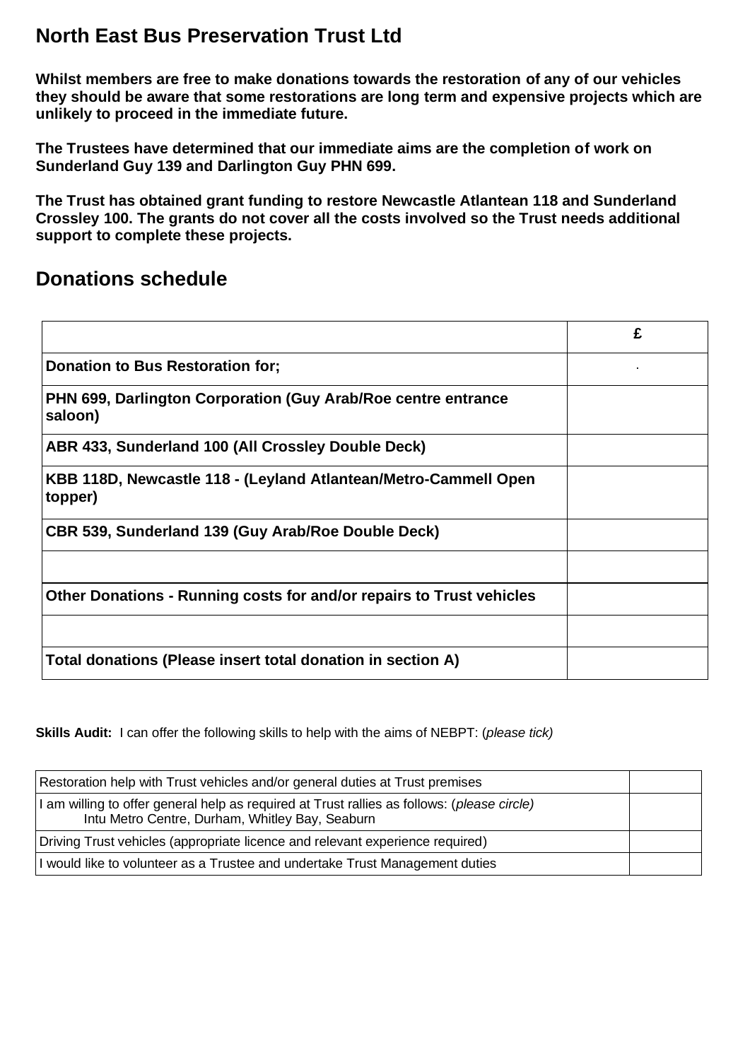## North East Bus Preservation Trust Ltd

**Whilst members are free to make donations towards the restoration of any of our vehicles they should be aware that some restorations are long term and expensive projects which are unlikely to proceed in the immediate future.**

**The Trustees have determined that our immediate aims are the completion of work on Sunderland Guy 139 and Darlington Guy PHN 699.**

**The Trust has obtained grant funding to restore Newcastle Atlantean 118 and Sunderland Crossley 100. The grants do not cover all the costs involved so the Trust needs additional support to complete these projects.**

## Donations schedule

| | £ |
|---|---|
| **Donation to Bus Restoration for;** | . |
| **PHN 699, Darlington Corporation (Guy Arab/Roe centre entrance saloon)** | |
| **ABR 433, Sunderland 100 (All Crossley Double Deck)** | |
| **KBB 118D, Newcastle 118 - (Leyland Atlantean/Metro-Cammell Open topper)** | |
| **CBR 539, Sunderland 139 (Guy Arab/Roe Double Deck)** | |
| | |
| **Other Donations - Running costs for and/or repairs to Trust vehicles** | |
| | |
| **Total donations (Please insert total donation in section A)** | |

**Skills Audit:** I can offer the following skills to help with the aims of NEBPT: (*please tick)*

| | |
|---|---|
| Restoration help with Trust vehicles and/or general duties at Trust premises | |
| I am willing to offer general help as required at Trust rallies as follows: (*please circle)* Intu Metro Centre, Durham, Whitley Bay, Seaburn | |
| Driving Trust vehicles (appropriate licence and relevant experience required) | |
| I would like to volunteer as a Trustee and undertake Trust Management duties | |